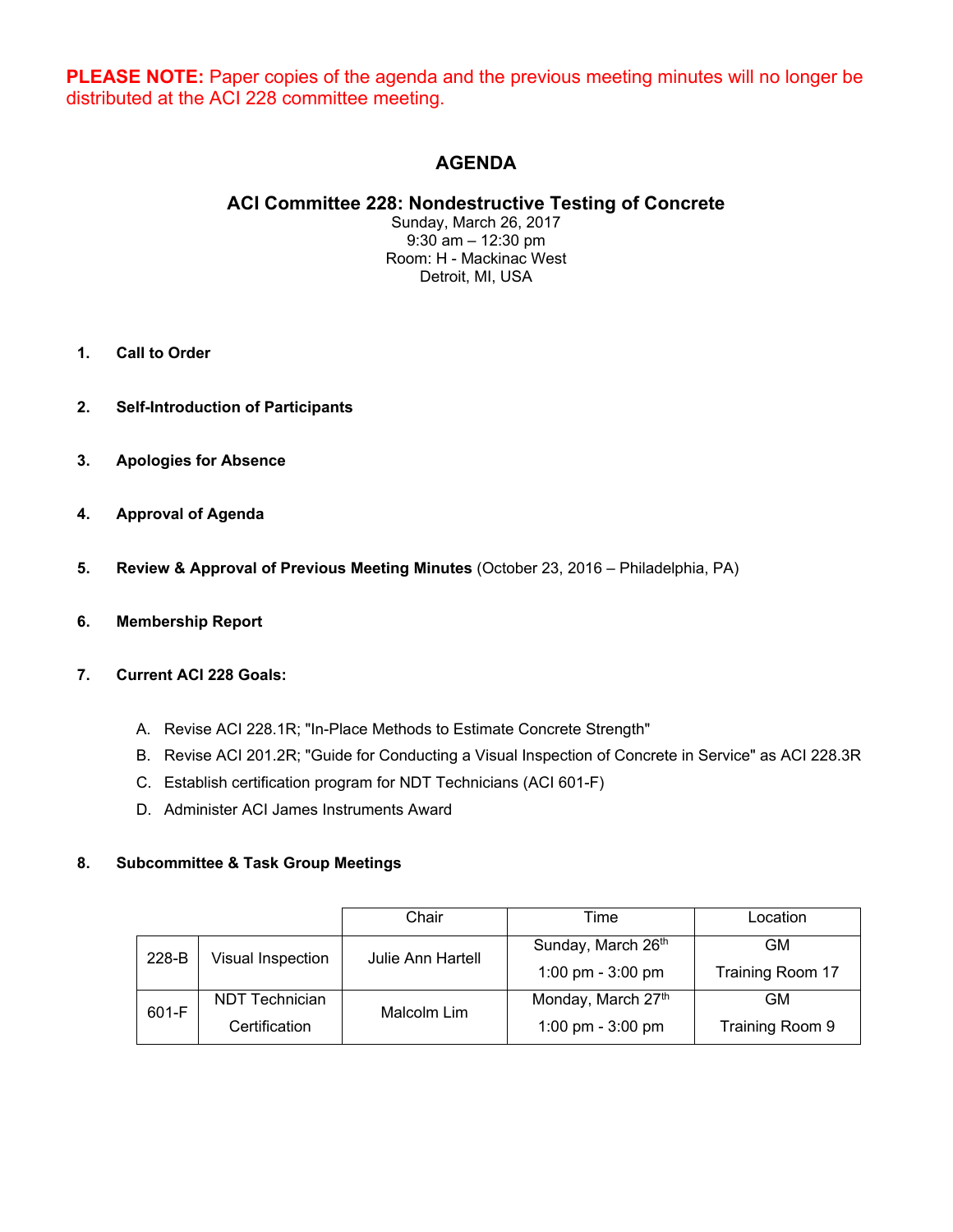**PLEASE NOTE:** Paper copies of the agenda and the previous meeting minutes will no longer be distributed at the ACI 228 committee meeting.

# AGENDA

## ACI Committee 228: Nondestructive Testing of Concrete

Sunday, March 26, 2017
9:30 am – 12:30 pm
Room: H - Mackinac West
Detroit, MI, USA

1. **Call to Order**

2. **Self-Introduction of Participants**

3. **Apologies for Absence**

4. **Approval of Agenda**

5. **Review & Approval of Previous Meeting Minutes** (October 23, 2016 – Philadelphia, PA)

6. **Membership Report**

7. **Current ACI 228 Goals:**

   A. Revise ACI 228.1R; "In-Place Methods to Estimate Concrete Strength"

   B. Revise ACI 201.2R; "Guide for Conducting a Visual Inspection of Concrete in Service" as ACI 228.3R

   C. Establish certification program for NDT Technicians (ACI 601-F)

   D. Administer ACI James Instruments Award

8. **Subcommittee & Task Group Meetings**

| | | Chair | Time | Location |
|---|---|---|---|---|
| 228-B | Visual Inspection | Julie Ann Hartell | Sunday, March 26th 1:00 pm - 3:00 pm | GM Training Room 17 |
| 601-F | NDT Technician Certification | Malcolm Lim | Monday, March 27th 1:00 pm - 3:00 pm | GM Training Room 9 |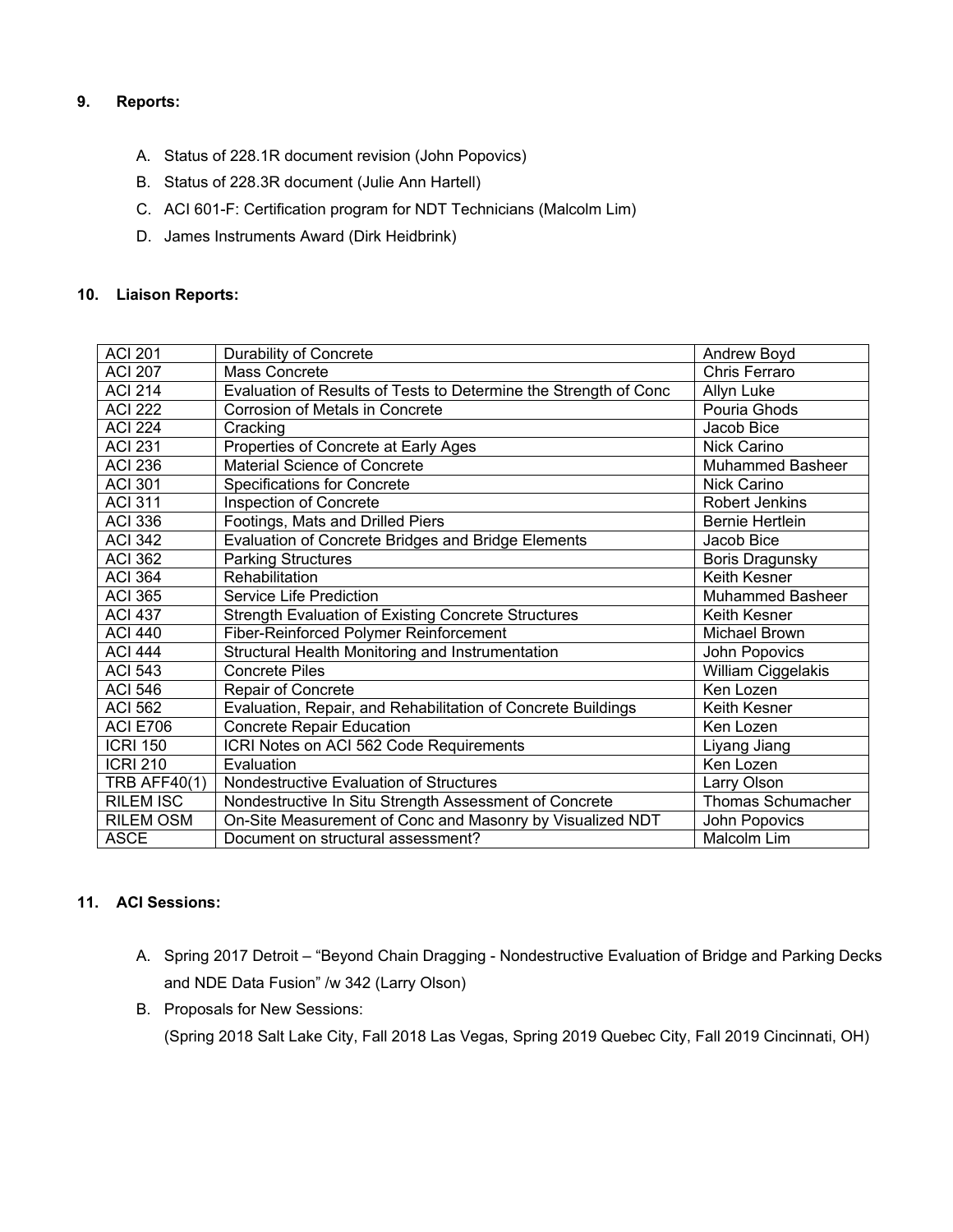**9. Reports:**

A. Status of 228.1R document revision (John Popovics)

B. Status of 228.3R document (Julie Ann Hartell)

C. ACI 601-F: Certification program for NDT Technicians (Malcolm Lim)

D. James Instruments Award (Dirk Heidbrink)

**10. Liaison Reports:**

| | | |
|---|---|---|
| ACI 201 | Durability of Concrete | Andrew Boyd |
| ACI 207 | Mass Concrete | Chris Ferraro |
| ACI 214 | Evaluation of Results of Tests to Determine the Strength of Conc | Allyn Luke |
| ACI 222 | Corrosion of Metals in Concrete | Pouria Ghods |
| ACI 224 | Cracking | Jacob Bice |
| ACI 231 | Properties of Concrete at Early Ages | Nick Carino |
| ACI 236 | Material Science of Concrete | Muhammed Basheer |
| ACI 301 | Specifications for Concrete | Nick Carino |
| ACI 311 | Inspection of Concrete | Robert Jenkins |
| ACI 336 | Footings, Mats and Drilled Piers | Bernie Hertlein |
| ACI 342 | Evaluation of Concrete Bridges and Bridge Elements | Jacob Bice |
| ACI 362 | Parking Structures | Boris Dragunsky |
| ACI 364 | Rehabilitation | Keith Kesner |
| ACI 365 | Service Life Prediction | Muhammed Basheer |
| ACI 437 | Strength Evaluation of Existing Concrete Structures | Keith Kesner |
| ACI 440 | Fiber-Reinforced Polymer Reinforcement | Michael Brown |
| ACI 444 | Structural Health Monitoring and Instrumentation | John Popovics |
| ACI 543 | Concrete Piles | William Ciggelakis |
| ACI 546 | Repair of Concrete | Ken Lozen |
| ACI 562 | Evaluation, Repair, and Rehabilitation of Concrete Buildings | Keith Kesner |
| ACI E706 | Concrete Repair Education | Ken Lozen |
| ICRI 150 | ICRI Notes on ACI 562 Code Requirements | Liyang Jiang |
| ICRI 210 | Evaluation | Ken Lozen |
| TRB AFF40(1) | Nondestructive Evaluation of Structures | Larry Olson |
| RILEM ISC | Nondestructive In Situ Strength Assessment of Concrete | Thomas Schumacher |
| RILEM OSM | On-Site Measurement of Conc and Masonry by Visualized NDT | John Popovics |
| ASCE | Document on structural assessment? | Malcolm Lim |

**11. ACI Sessions:**

A. Spring 2017 Detroit – "Beyond Chain Dragging - Nondestructive Evaluation of Bridge and Parking Decks and NDE Data Fusion" /w 342 (Larry Olson)

B. Proposals for New Sessions:
(Spring 2018 Salt Lake City, Fall 2018 Las Vegas, Spring 2019 Quebec City, Fall 2019 Cincinnati, OH)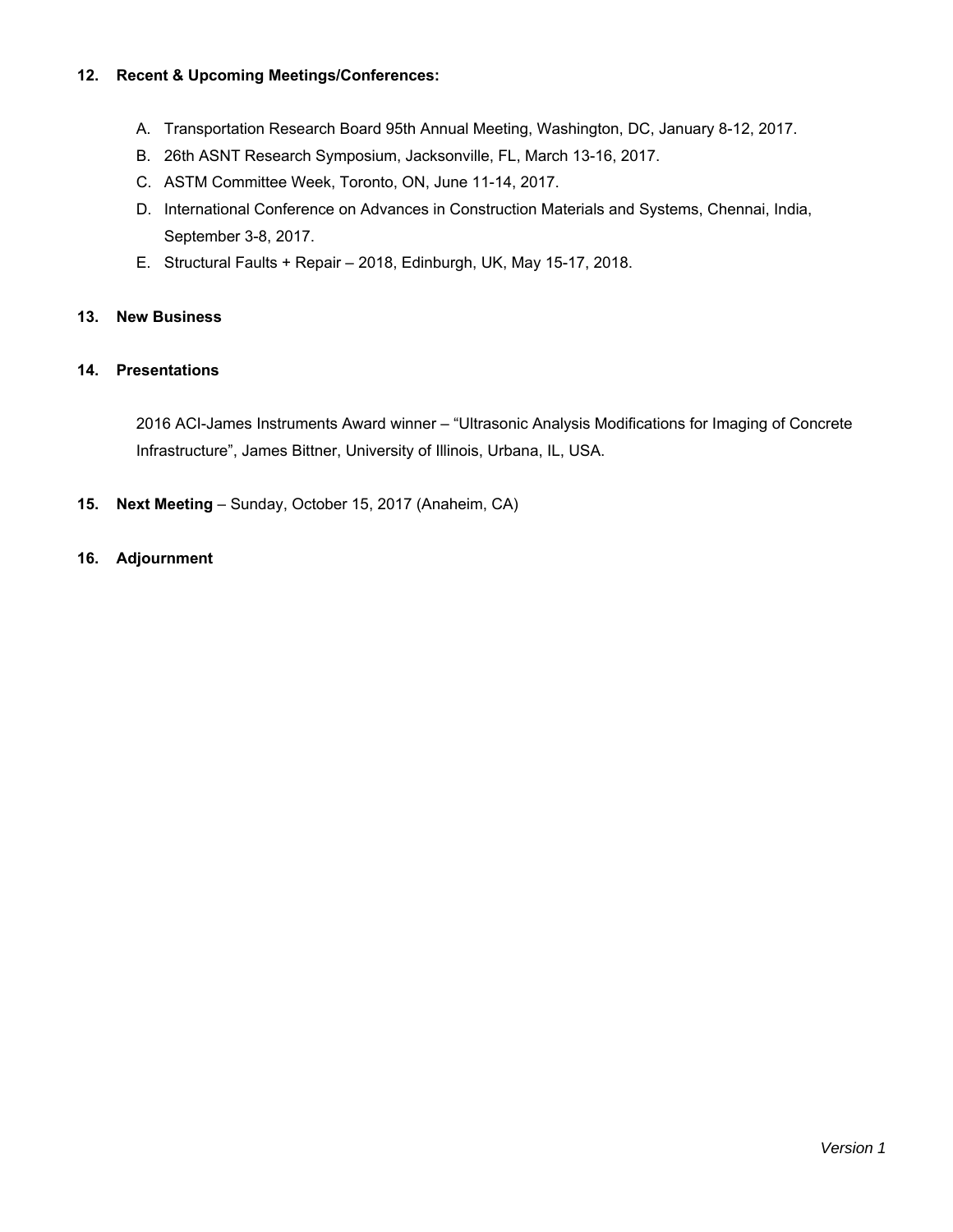**12. Recent & Upcoming Meetings/Conferences:**

A. Transportation Research Board 95th Annual Meeting, Washington, DC, January 8-12, 2017.

B. 26th ASNT Research Symposium, Jacksonville, FL, March 13-16, 2017.

C. ASTM Committee Week, Toronto, ON, June 11-14, 2017.

D. International Conference on Advances in Construction Materials and Systems, Chennai, India, September 3-8, 2017.

E. Structural Faults + Repair – 2018, Edinburgh, UK, May 15-17, 2018.

**13. New Business**

**14. Presentations**

2016 ACI-James Instruments Award winner – "Ultrasonic Analysis Modifications for Imaging of Concrete Infrastructure", James Bittner, University of Illinois, Urbana, IL, USA.

**15. Next Meeting** – Sunday, October 15, 2017 (Anaheim, CA)

**16. Adjournment**

*Version 1*